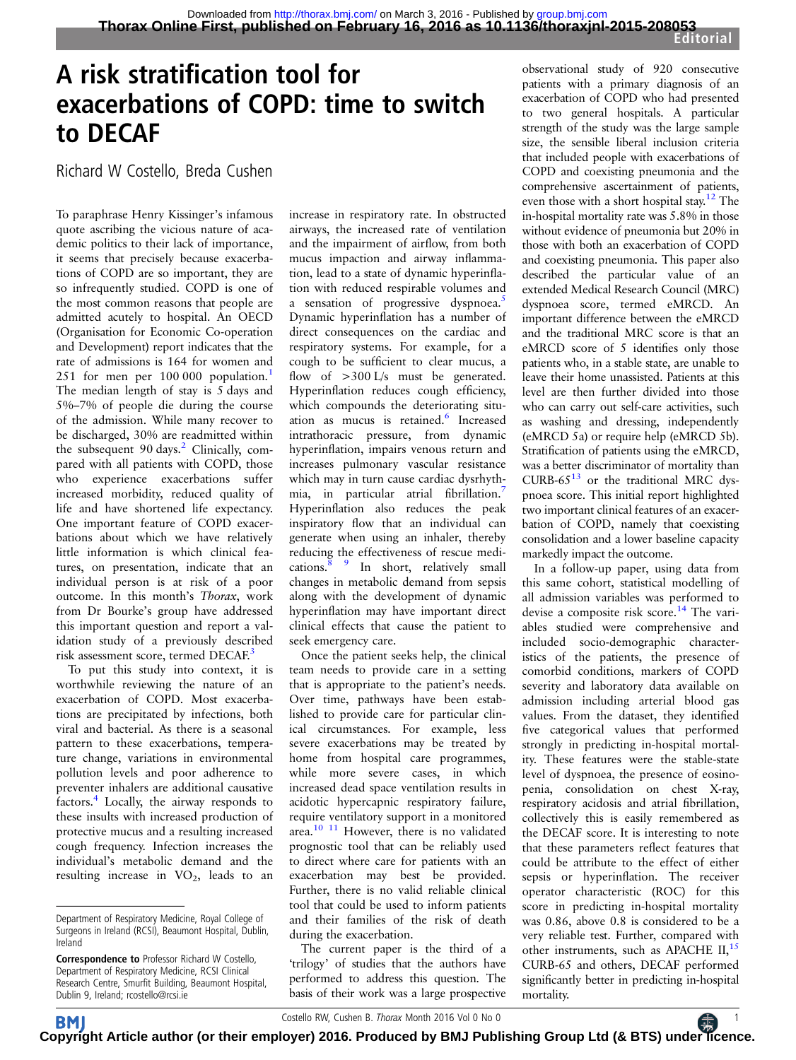# A risk stratification tool for exacerbations of COPD: time to switch to DECAF

Richard W Costello, Breda Cushen

To paraphrase Henry Kissinger's infamous quote ascribing the vicious nature of academic politics to their lack of importance, it seems that precisely because exacerbations of COPD are so important, they are so infrequently studied. COPD is one of the most common reasons that people are admitted acutely to hospital. An OECD (Organisation for Economic Co-operation and Development) report indicates that the rate of admissions is 164 for women and 251 for men per 100 000 population.[1] The median length of stay is 5 days and 5%–7% of people die during the course of the admission. While many recover to be discharged, 30% are readmitted within the subsequent 90 days.[2] Clinically, compared with all patients with COPD, those who experience exacerbations suffer increased morbidity, reduced quality of life and have shortened life expectancy. One important feature of COPD exacerbations about which we have relatively little information is which clinical features, on presentation, indicate that an individual person is at risk of a poor outcome. In this month's *Thorax*, work from Dr Bourke's group have addressed this important question and report a validation study of a previously described risk assessment score, termed DECAF.[3]

To put this study into context, it is worthwhile reviewing the nature of an exacerbation of COPD. Most exacerbations are precipitated by infections, both viral and bacterial. As there is a seasonal pattern to these exacerbations, temperature change, variations in environmental pollution levels and poor adherence to preventer inhalers are additional causative factors.[4] Locally, the airway responds to these insults with increased production of protective mucus and a resulting increased cough frequency. Infection increases the individual's metabolic demand and the resulting increase in $VO_2$, leads to an increase in respiratory rate. In obstructed airways, the increased rate of ventilation and the impairment of airflow, from both mucus impaction and airway inflammation, lead to a state of dynamic hyperinflation with reduced respirable volumes and a sensation of progressive dyspnoea.[5] Dynamic hyperinflation has a number of direct consequences on the cardiac and respiratory systems. For example, for a cough to be sufficient to clear mucus, a flow of >300 L/s must be generated. Hyperinflation reduces cough efficiency, which compounds the deteriorating situation as mucus is retained.[6] Increased intrathoracic pressure, from dynamic hyperinflation, impairs venous return and increases pulmonary vascular resistance which may in turn cause cardiac dysrhythmia, in particular atrial fibrillation.[7] Hyperinflation also reduces the peak inspiratory flow that an individual can generate when using an inhaler, thereby reducing the effectiveness of rescue medications.[8,9] In short, relatively small changes in metabolic demand from sepsis along with the development of dynamic hyperinflation may have important direct clinical effects that cause the patient to seek emergency care.

Once the patient seeks help, the clinical team needs to provide care in a setting that is appropriate to the patient's needs. Over time, pathways have been established to provide care for particular clinical circumstances. For example, less severe exacerbations may be treated by home from hospital care programmes, while more severe cases, in which increased dead space ventilation results in acidotic hypercapnic respiratory failure, require ventilatory support in a monitored area.[10,11] However, there is no validated prognostic tool that can be reliably used to direct where care for patients with an exacerbation may best be provided. Further, there is no valid reliable clinical tool that could be used to inform patients and their families of the risk of death during the exacerbation.

The current paper is the third of a 'trilogy' of studies that the authors have performed to address this question. The basis of their work was a large prospective observational study of 920 consecutive patients with a primary diagnosis of an exacerbation of COPD who had presented to two general hospitals. A particular strength of the study was the large sample size, the sensible liberal inclusion criteria that included people with exacerbations of COPD and coexisting pneumonia and the comprehensive ascertainment of patients, even those with a short hospital stay.[12] The in-hospital mortality rate was 5.8% in those without evidence of pneumonia but 20% in those with both an exacerbation of COPD and coexisting pneumonia. This paper also described the particular value of an extended Medical Research Council (MRC) dyspnoea score, termed eMRCD. An important difference between the eMRCD and the traditional MRC score is that an eMRCD score of 5 identifies only those patients who, in a stable state, are unable to leave their home unassisted. Patients at this level are then further divided into those who can carry out self-care activities, such as washing and dressing, independently (eMRCD 5a) or require help (eMRCD 5b). Stratification of patients using the eMRCD, was a better discriminator of mortality than CURB-65[13] or the traditional MRC dyspnoea score. This initial report highlighted two important clinical features of an exacerbation of COPD, namely that coexisting consolidation and a lower baseline capacity markedly impact the outcome.

In a follow-up paper, using data from this same cohort, statistical modelling of all admission variables was performed to devise a composite risk score.[14] The variables studied were comprehensive and included socio-demographic characteristics of the patients, the presence of comorbid conditions, markers of COPD severity and laboratory data available on admission including arterial blood gas values. From the dataset, they identified five categorical values that performed strongly in predicting in-hospital mortality. These features were the stable-state level of dyspnoea, the presence of eosinopenia, consolidation on chest X-ray, respiratory acidosis and atrial fibrillation, collectively this is easily remembered as the DECAF score. It is interesting to note that these parameters reflect features that could be attribute to the effect of either sepsis or hyperinflation. The receiver operator characteristic (ROC) for this score in predicting in-hospital mortality was 0.86, above 0.8 is considered to be a very reliable test. Further, compared with other instruments, such as APACHE II,[15] CURB-65 and others, DECAF performed significantly better in predicting in-hospital mortality.

---

Department of Respiratory Medicine, Royal College of Surgeons in Ireland (RCSI), Beaumont Hospital, Dublin, Ireland

**Correspondence to** Professor Richard W Costello, Department of Respiratory Medicine, RCSI Clinical Research Centre, Smurfit Building, Beaumont Hospital, Dublin 9, Ireland; rcostello@rcsi.ie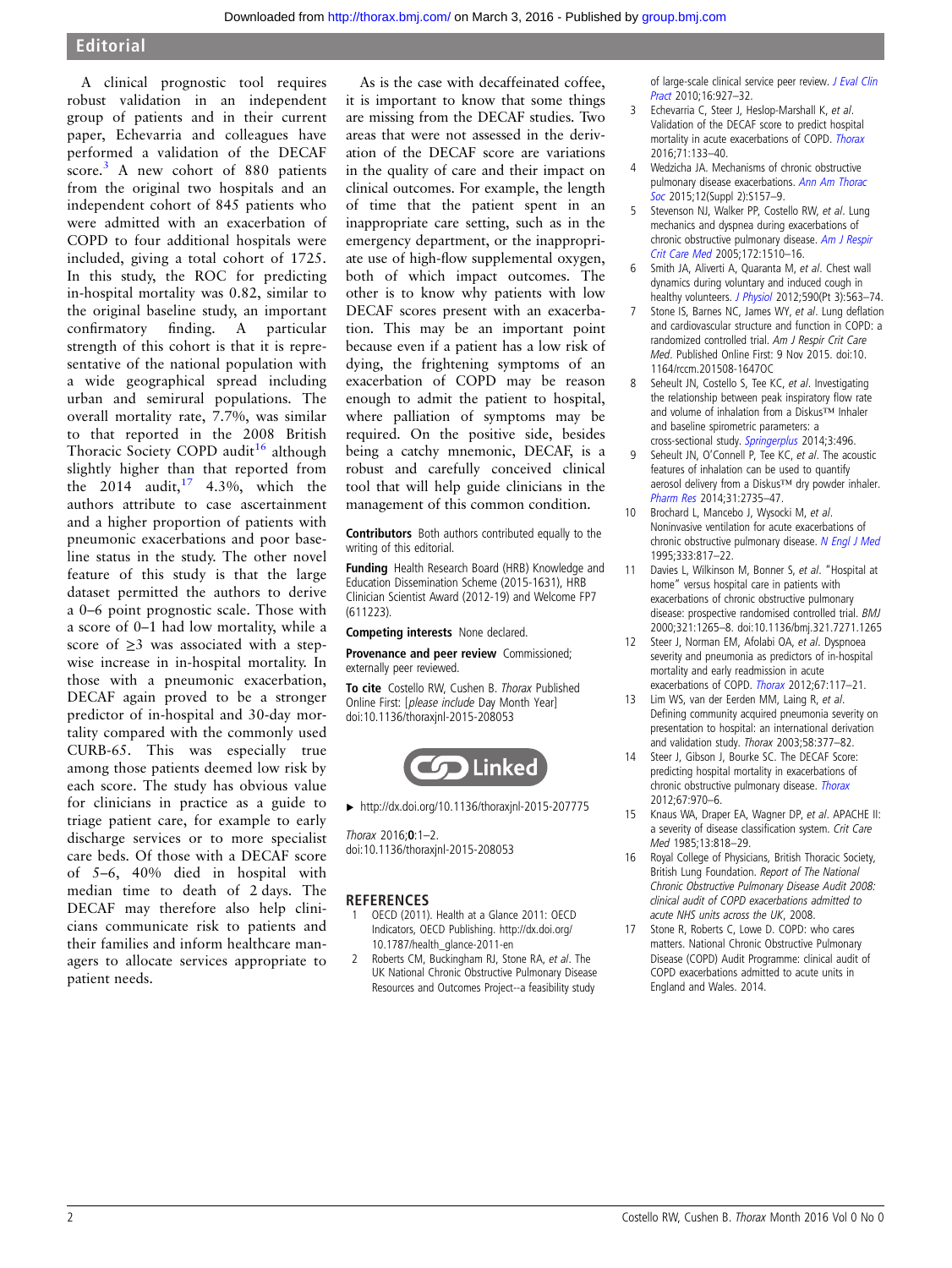A clinical prognostic tool requires robust validation in an independent group of patients and in their current paper, Echevarria and colleagues have performed a validation of the DECAF score.[3] A new cohort of 880 patients from the original two hospitals and an independent cohort of 845 patients who were admitted with an exacerbation of COPD to four additional hospitals were included, giving a total cohort of 1725. In this study, the ROC for predicting in-hospital mortality was 0.82, similar to the original baseline study, an important confirmatory finding. A particular strength of this cohort is that it is representative of the national population with a wide geographical spread including urban and semirural populations. The overall mortality rate, 7.7%, was similar to that reported in the 2008 British Thoracic Society COPD audit[16] although slightly higher than that reported from the 2014 audit,[17] 4.3%, which the authors attribute to case ascertainment and a higher proportion of patients with pneumonic exacerbations and poor baseline status in the study. The other novel feature of this study is that the large dataset permitted the authors to derive a 0–6 point prognostic scale. Those with a score of 0–1 had low mortality, while a score of ≥3 was associated with a stepwise increase in in-hospital mortality. In those with a pneumonic exacerbation, DECAF again proved to be a stronger predictor of in-hospital and 30-day mortality compared with the commonly used CURB-65. This was especially true among those patients deemed low risk by each score. The study has obvious value for clinicians in practice as a guide to triage patient care, for example to early discharge services or to more specialist care beds. Of those with a DECAF score of 5–6, 40% died in hospital with median time to death of 2 days. The DECAF may therefore also help clinicians communicate risk to patients and their families and inform healthcare managers to allocate services appropriate to patient needs.

As is the case with decaffeinated coffee, it is important to know that some things are missing from the DECAF studies. Two areas that were not assessed in the derivation of the DECAF score are variations in the quality of care and their impact on clinical outcomes. For example, the length of time that the patient spent in an inappropriate care setting, such as in the emergency department, or the inappropriate use of high-flow supplemental oxygen, both of which impact outcomes. The other is to know why patients with low DECAF scores present with an exacerbation. This may be an important point because even if a patient has a low risk of dying, the frightening symptoms of an exacerbation of COPD may be reason enough to admit the patient to hospital, where palliation of symptoms may be required. On the positive side, besides being a catchy mnemonic, DECAF, is a robust and carefully conceived clinical tool that will help guide clinicians in the management of this common condition.

**Contributors** Both authors contributed equally to the writing of this editorial.

**Funding** Health Research Board (HRB) Knowledge and Education Dissemination Scheme (2015-1631), HRB Clinician Scientist Award (2012-19) and Welcome FP7 (611223).

**Competing interests** None declared.

**Provenance and peer review** Commissioned; externally peer reviewed.

**To cite** Costello RW, Cushen B. *Thorax* Published Online First: [*please include* Day Month Year] doi:10.1136/thoraxjnl-2015-208053

Linked

▸ http://dx.doi.org/10.1136/thoraxjnl-2015-207775

*Thorax* 2016;**0**:1–2.
doi:10.1136/thoraxjnl-2015-208053

## REFERENCES

1. OECD (2011). Health at a Glance 2011: OECD Indicators, OECD Publishing. http://dx.doi.org/10.1787/health_glance-2011-en
2. Roberts CM, Buckingham RJ, Stone RA, *et al*. The UK National Chronic Obstructive Pulmonary Disease Resources and Outcomes Project--a feasibility study of large-scale clinical service peer review. *J Eval Clin Pract* 2010;16:927–32.
3. Echevarria C, Steer J, Heslop-Marshall K, *et al*. Validation of the DECAF score to predict hospital mortality in acute exacerbations of COPD. *Thorax* 2016;71:133–40.
4. Wedzicha JA. Mechanisms of chronic obstructive pulmonary disease exacerbations. *Ann Am Thorac Soc* 2015;12(Suppl 2):S157–9.
5. Stevenson NJ, Walker PP, Costello RW, *et al*. Lung mechanics and dyspnea during exacerbations of chronic obstructive pulmonary disease. *Am J Respir Crit Care Med* 2005;172:1510–16.
6. Smith JA, Aliverti A, Quaranta M, *et al*. Chest wall dynamics during voluntary and induced cough in healthy volunteers. *J Physiol* 2012;590(Pt 3):563–74.
7. Stone IS, Barnes NC, James WY, *et al*. Lung deflation and cardiovascular structure and function in COPD: a randomized controlled trial. *Am J Respir Crit Care Med*. Published Online First: 9 Nov 2015. doi:10.1164/rccm.201508-1647OC
8. Seheult JN, Costello S, Tee KC, *et al*. Investigating the relationship between peak inspiratory flow rate and volume of inhalation from a Diskus™ Inhaler and baseline spirometric parameters: a cross-sectional study. *Springerplus* 2014;3:496.
9. Seheult JN, O'Connell P, Tee KC, *et al*. The acoustic features of inhalation can be used to quantify aerosol delivery from a Diskus™ dry powder inhaler. *Pharm Res* 2014;31:2735–47.
10. Brochard L, Mancebo J, Wysocki M, *et al*. Noninvasive ventilation for acute exacerbations of chronic obstructive pulmonary disease. *N Engl J Med* 1995;333:817–22.
11. Davies L, Wilkinson M, Bonner S, *et al*. "Hospital at home" versus hospital care in patients with exacerbations of chronic obstructive pulmonary disease: prospective randomised controlled trial. *BMJ* 2000;321:1265–8. doi:10.1136/bmj.321.7271.1265
12. Steer J, Norman EM, Afolabi OA, *et al*. Dyspnoea severity and pneumonia as predictors of in-hospital mortality and early readmission in acute exacerbations of COPD. *Thorax* 2012;67:117–21.
13. Lim WS, van der Eerden MM, Laing R, *et al*. Defining community acquired pneumonia severity on presentation to hospital: an international derivation and validation study. *Thorax* 2003;58:377–82.
14. Steer J, Gibson J, Bourke SC. The DECAF Score: predicting hospital mortality in exacerbations of chronic obstructive pulmonary disease. *Thorax* 2012;67:970–6.
15. Knaus WA, Draper EA, Wagner DP, *et al*. APACHE II: a severity of disease classification system. *Crit Care Med* 1985;13:818–29.
16. Royal College of Physicians, British Thoracic Society, British Lung Foundation. *Report of The National Chronic Obstructive Pulmonary Disease Audit 2008: clinical audit of COPD exacerbations admitted to acute NHS units across the UK*, 2008.
17. Stone R, Roberts C, Lowe D. COPD: who cares matters. National Chronic Obstructive Pulmonary Disease (COPD) Audit Programme: clinical audit of COPD exacerbations admitted to acute units in England and Wales. 2014.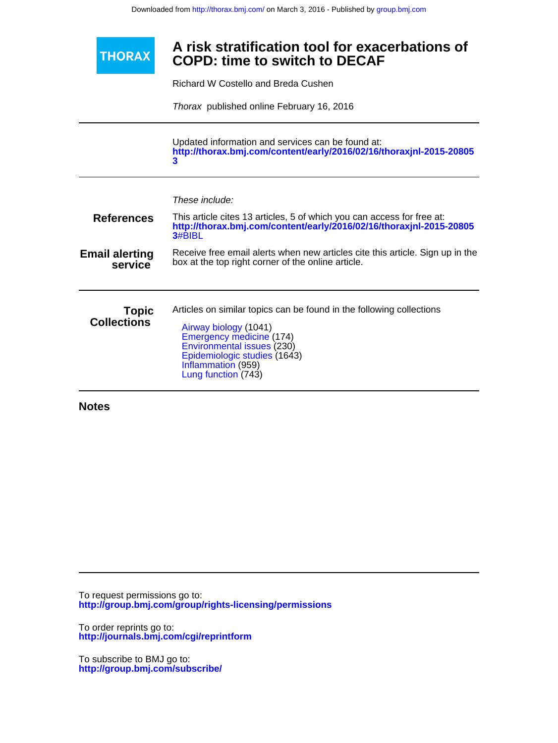Downloaded from http://thorax.bmj.com/ on March 3, 2016 - Published by group.bmj.com

**THORAX**

# A risk stratification tool for exacerbations of COPD: time to switch to DECAF

Richard W Costello and Breda Cushen

*Thorax* published online February 16, 2016

---

Updated information and services can be found at:
**http://thorax.bmj.com/content/early/2016/02/16/thoraxjnl-2015-208053**

---

*These include:*

**References**

This article cites 13 articles, 5 of which you can access for free at:
**http://thorax.bmj.com/content/early/2016/02/16/thoraxjnl-2015-208053#BIBL**

**Email alerting service**

Receive free email alerts when new articles cite this article. Sign up in the box at the top right corner of the online article.

---

**Topic Collections**

Articles on similar topics can be found in the following collections

- Airway biology (1041)
- Emergency medicine (174)
- Environmental issues (230)
- Epidemiologic studies (1643)
- Inflammation (959)
- Lung function (743)

---

## Notes

---

To request permissions go to:
**http://group.bmj.com/group/rights-licensing/permissions**

To order reprints go to:
**http://journals.bmj.com/cgi/reprintform**

To subscribe to BMJ go to:
**http://group.bmj.com/subscribe/**